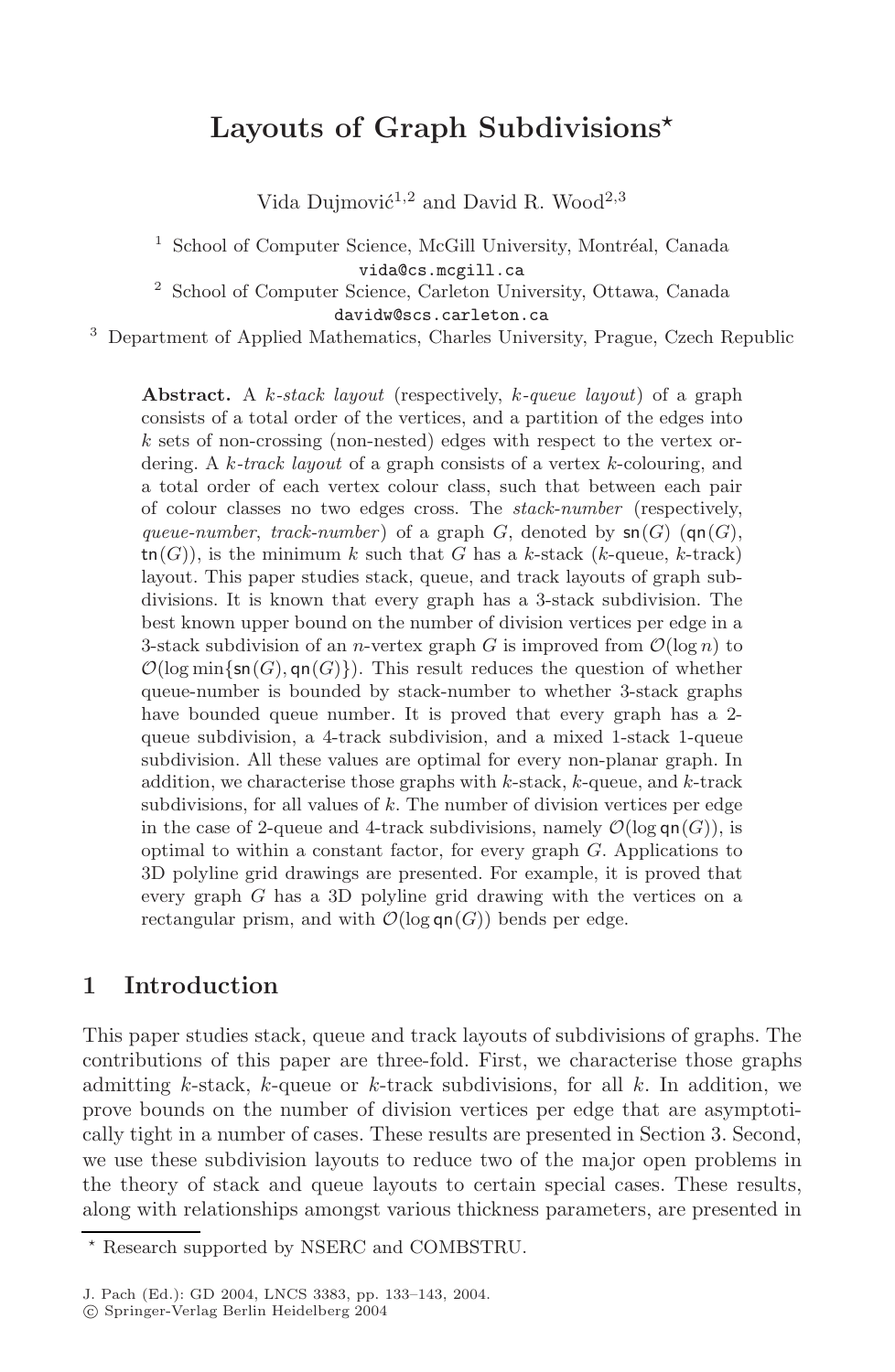# Layouts of Graph Subdivisions*

Vida Dujmović[1,2] and David R. Wood[2,3]

[1] School of Computer Science, McGill University, Montréal, Canada
vida@cs.mcgill.ca

[2] School of Computer Science, Carleton University, Ottawa, Canada
davidw@scs.carleton.ca

[3] Department of Applied Mathematics, Charles University, Prague, Czech Republic

**Abstract.** A *k-stack layout* (respectively, *k-queue layout*) of a graph consists of a total order of the vertices, and a partition of the edges into $k$ sets of non-crossing (non-nested) edges with respect to the vertex ordering. A *k-track layout* of a graph consists of a vertex $k$-colouring, and a total order of each vertex colour class, such that between each pair of colour classes no two edges cross. The *stack-number* (respectively, *queue-number*, *track-number*) of a graph $G$, denoted by $\mathsf{sn}(G)$ ($\mathsf{qn}(G)$, $\mathsf{tn}(G)$), is the minimum $k$ such that $G$ has a $k$-stack ($k$-queue, $k$-track) layout. This paper studies stack, queue, and track layouts of graph subdivisions. It is known that every graph has a 3-stack subdivision. The best known upper bound on the number of division vertices per edge in a 3-stack subdivision of an $n$-vertex graph $G$ is improved from $\mathcal{O}(\log n)$ to $\mathcal{O}(\log \min\{\mathsf{sn}(G), \mathsf{qn}(G)\})$. This result reduces the question of whether queue-number is bounded by stack-number to whether 3-stack graphs have bounded queue number. It is proved that every graph has a 2-queue subdivision, a 4-track subdivision, and a mixed 1-stack 1-queue subdivision. All these values are optimal for every non-planar graph. In addition, we characterise those graphs with $k$-stack, $k$-queue, and $k$-track subdivisions, for all values of $k$. The number of division vertices per edge in the case of 2-queue and 4-track subdivisions, namely $\mathcal{O}(\log \mathsf{qn}(G))$, is optimal to within a constant factor, for every graph $G$. Applications to 3D polyline grid drawings are presented. For example, it is proved that every graph $G$ has a 3D polyline grid drawing with the vertices on a rectangular prism, and with $\mathcal{O}(\log \mathsf{qn}(G))$ bends per edge.

## 1 Introduction

This paper studies stack, queue and track layouts of subdivisions of graphs. The contributions of this paper are three-fold. First, we characterise those graphs admitting $k$-stack, $k$-queue or $k$-track subdivisions, for all $k$. In addition, we prove bounds on the number of division vertices per edge that are asymptotically tight in a number of cases. These results are presented in Section 3. Second, we use these subdivision layouts to reduce two of the major open problems in the theory of stack and queue layouts to certain special cases. These results, along with relationships amongst various thickness parameters, are presented in

* Research supported by NSERC and COMBSTRU.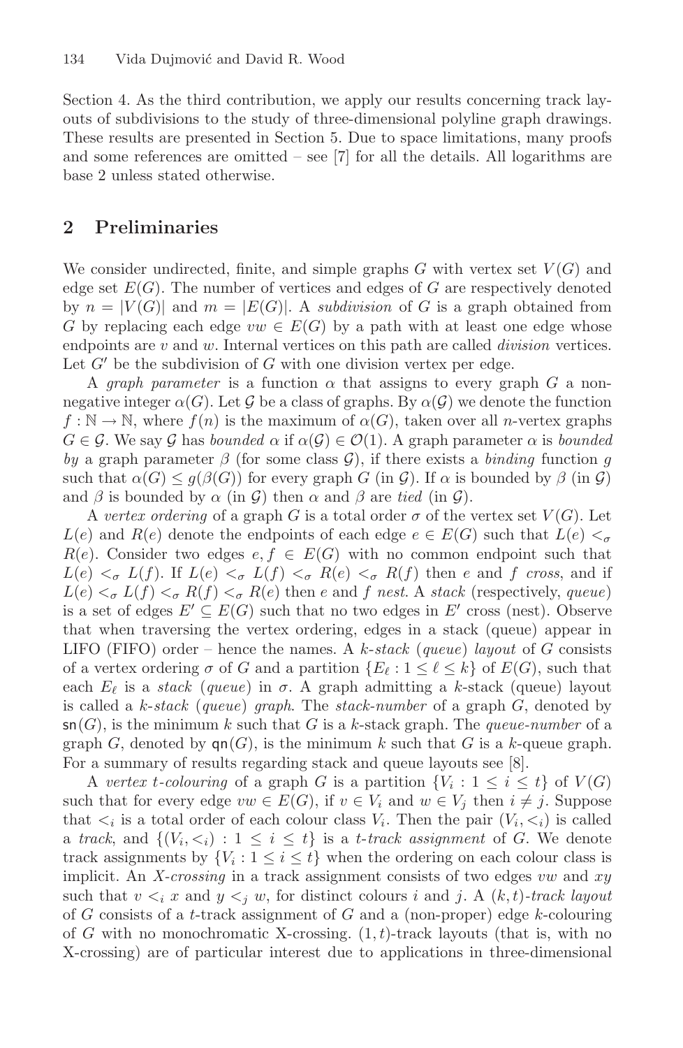Section 4. As the third contribution, we apply our results concerning track layouts of subdivisions to the study of three-dimensional polyline graph drawings. These results are presented in Section 5. Due to space limitations, many proofs and some references are omitted – see [7] for all the details. All logarithms are base 2 unless stated otherwise.

## 2 Preliminaries

We consider undirected, finite, and simple graphs $G$ with vertex set $V(G)$ and edge set $E(G)$. The number of vertices and edges of $G$ are respectively denoted by $n = |V(G)|$ and $m = |E(G)|$. A *subdivision* of $G$ is a graph obtained from $G$ by replacing each edge $vw \in E(G)$ by a path with at least one edge whose endpoints are $v$ and $w$. Internal vertices on this path are called *division* vertices. Let $G'$ be the subdivision of $G$ with one division vertex per edge.

A *graph parameter* is a function $\alpha$ that assigns to every graph $G$ a non-negative integer $\alpha(G)$. Let $\mathcal{G}$ be a class of graphs. By $\alpha(\mathcal{G})$ we denote the function $f : \mathbb{N} \rightarrow \mathbb{N}$, where $f(n)$ is the maximum of $\alpha(G)$, taken over all $n$-vertex graphs $G \in \mathcal{G}$. We say $\mathcal{G}$ has *bounded* $\alpha$ if $\alpha(\mathcal{G}) \in \mathcal{O}(1)$. A graph parameter $\alpha$ is *bounded by* a graph parameter $\beta$ (for some class $\mathcal{G}$), if there exists a *binding* function $g$ such that $\alpha(G) \leq g(\beta(G))$ for every graph $G$ (in $\mathcal{G}$). If $\alpha$ is bounded by $\beta$ (in $\mathcal{G}$) and $\beta$ is bounded by $\alpha$ (in $\mathcal{G}$) then $\alpha$ and $\beta$ are *tied* (in $\mathcal{G}$).

A *vertex ordering* of a graph $G$ is a total order $\sigma$ of the vertex set $V(G)$. Let $L(e)$ and $R(e)$ denote the endpoints of each edge $e \in E(G)$ such that $L(e) <_\sigma R(e)$. Consider two edges $e, f \in E(G)$ with no common endpoint such that $L(e) <_\sigma L(f)$. If $L(e) <_\sigma L(f) <_\sigma R(e) <_\sigma R(f)$ then $e$ and $f$ *cross*, and if $L(e) <_\sigma L(f) <_\sigma R(f) <_\sigma R(e)$ then $e$ and $f$ *nest*. A *stack* (respectively, *queue*) is a set of edges $E' \subseteq E(G)$ such that no two edges in $E'$ cross (nest). Observe that when traversing the vertex ordering, edges in a stack (queue) appear in LIFO (FIFO) order – hence the names. A $k$-*stack* (*queue*) *layout* of $G$ consists of a vertex ordering $\sigma$ of $G$ and a partition $\{E_\ell : 1 \leq \ell \leq k\}$ of $E(G)$, such that each $E_\ell$ is a *stack* (*queue*) in $\sigma$. A graph admitting a $k$-stack (queue) layout is called a $k$-*stack* (*queue*) *graph*. The *stack-number* of a graph $G$, denoted by $\mathsf{sn}(G)$, is the minimum $k$ such that $G$ is a $k$-stack graph. The *queue-number* of a graph $G$, denoted by $\mathsf{qn}(G)$, is the minimum $k$ such that $G$ is a $k$-queue graph. For a summary of results regarding stack and queue layouts see [8].

A *vertex* $t$-*colouring* of a graph $G$ is a partition $\{V_i : 1 \leq i \leq t\}$ of $V(G)$ such that for every edge $vw \in E(G)$, if $v \in V_i$ and $w \in V_j$ then $i \neq j$. Suppose that $<_i$ is a total order of each colour class $V_i$. Then the pair $(V_i, <_i)$ is called a *track*, and $\{(V_i, <_i) : 1 \leq i \leq t\}$ is a $t$-*track assignment* of $G$. We denote track assignments by $\{V_i : 1 \leq i \leq t\}$ when the ordering on each colour class is implicit. An $X$-*crossing* in a track assignment consists of two edges $vw$ and $xy$ such that $v <_i x$ and $y <_j w$, for distinct colours $i$ and $j$. A $(k, t)$-*track layout* of $G$ consists of a $t$-track assignment of $G$ and a (non-proper) edge $k$-colouring of $G$ with no monochromatic X-crossing. $(1, t)$-track layouts (that is, with no X-crossing) are of particular interest due to applications in three-dimensional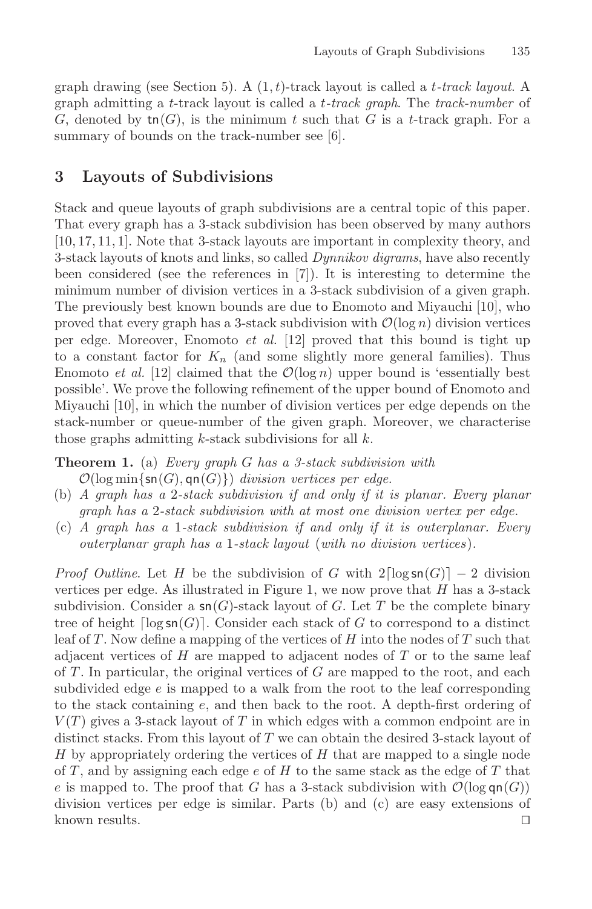graph drawing (see Section 5). A $(1,t)$-track layout is called a *t-track layout*. A graph admitting a $t$-track layout is called a *t-track graph*. The *track-number* of $G$, denoted by $\mathsf{tn}(G)$, is the minimum $t$ such that $G$ is a $t$-track graph. For a summary of bounds on the track-number see [6].

## 3 Layouts of Subdivisions

Stack and queue layouts of graph subdivisions are a central topic of this paper. That every graph has a 3-stack subdivision has been observed by many authors [10, 17, 11, 1]. Note that 3-stack layouts are important in complexity theory, and 3-stack layouts of knots and links, so called *Dynnikov digrams*, have also recently been considered (see the references in [7]). It is interesting to determine the minimum number of division vertices in a 3-stack subdivision of a given graph. The previously best known bounds are due to Enomoto and Miyauchi [10], who proved that every graph has a 3-stack subdivision with $\mathcal{O}(\log n)$ division vertices per edge. Moreover, Enomoto *et al.* [12] proved that this bound is tight up to a constant factor for $K_n$ (and some slightly more general families). Thus Enomoto *et al.* [12] claimed that the $\mathcal{O}(\log n)$ upper bound is 'essentially best possible'. We prove the following refinement of the upper bound of Enomoto and Miyauchi [10], in which the number of division vertices per edge depends on the stack-number or queue-number of the given graph. Moreover, we characterise those graphs admitting $k$-stack subdivisions for all $k$.

**Theorem 1.** (a) *Every graph $G$ has a 3-stack subdivision with $\mathcal{O}(\log \min\{\mathsf{sn}(G), \mathsf{qn}(G)\})$ division vertices per edge.*
(b) *A graph has a 2-stack subdivision if and only if it is planar. Every planar graph has a 2-stack subdivision with at most one division vertex per edge.*
(c) *A graph has a 1-stack subdivision if and only if it is outerplanar. Every outerplanar graph has a 1-stack layout (with no division vertices).*

*Proof Outline.* Let $H$ be the subdivision of $G$ with $2\lceil \log \mathsf{sn}(G) \rceil - 2$ division vertices per edge. As illustrated in Figure 1, we now prove that $H$ has a 3-stack subdivision. Consider a $\mathsf{sn}(G)$-stack layout of $G$. Let $T$ be the complete binary tree of height $\lceil \log \mathsf{sn}(G) \rceil$. Consider each stack of $G$ to correspond to a distinct leaf of $T$. Now define a mapping of the vertices of $H$ into the nodes of $T$ such that adjacent vertices of $H$ are mapped to adjacent nodes of $T$ or to the same leaf of $T$. In particular, the original vertices of $G$ are mapped to the root, and each subdivided edge $e$ is mapped to a walk from the root to the leaf corresponding to the stack containing $e$, and then back to the root. A depth-first ordering of $V(T)$ gives a 3-stack layout of $T$ in which edges with a common endpoint are in distinct stacks. From this layout of $T$ we can obtain the desired 3-stack layout of $H$ by appropriately ordering the vertices of $H$ that are mapped to a single node of $T$, and by assigning each edge $e$ of $H$ to the same stack as the edge of $T$ that $e$ is mapped to. The proof that $G$ has a 3-stack subdivision with $\mathcal{O}(\log \mathsf{qn}(G))$ division vertices per edge is similar. Parts (b) and (c) are easy extensions of known results. □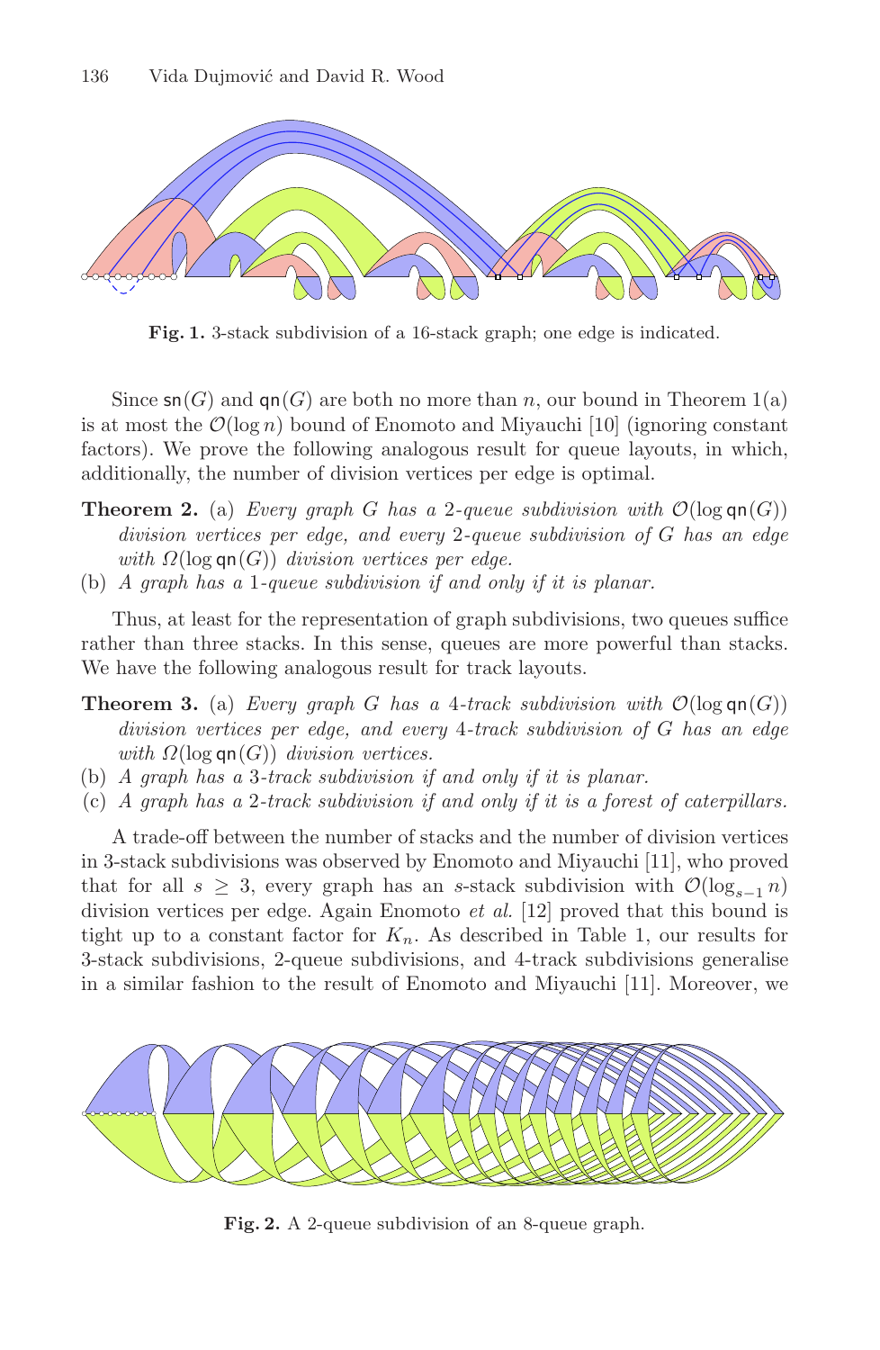**Fig. 1.** 3-stack subdivision of a 16-stack graph; one edge is indicated.

Since $\mathsf{sn}(G)$ and $\mathsf{qn}(G)$ are both no more than $n$, our bound in Theorem 1(a) is at most the $\mathcal{O}(\log n)$ bound of Enomoto and Miyauchi [10] (ignoring constant factors). We prove the following analogous result for queue layouts, in which, additionally, the number of division vertices per edge is optimal.

**Theorem 2.** (a) *Every graph $G$ has a 2-queue subdivision with $\mathcal{O}(\log \mathsf{qn}(G))$ division vertices per edge, and every 2-queue subdivision of $G$ has an edge with $\Omega(\log \mathsf{qn}(G))$ division vertices per edge.*
(b) *A graph has a 1-queue subdivision if and only if it is planar.*

Thus, at least for the representation of graph subdivisions, two queues suffice rather than three stacks. In this sense, queues are more powerful than stacks. We have the following analogous result for track layouts.

**Theorem 3.** (a) *Every graph $G$ has a 4-track subdivision with $\mathcal{O}(\log \mathsf{qn}(G))$ division vertices per edge, and every 4-track subdivision of $G$ has an edge with $\Omega(\log \mathsf{qn}(G))$ division vertices.*
(b) *A graph has a 3-track subdivision if and only if it is planar.*
(c) *A graph has a 2-track subdivision if and only if it is a forest of caterpillars.*

A trade-off between the number of stacks and the number of division vertices in 3-stack subdivisions was observed by Enomoto and Miyauchi [11], who proved that for all $s \geq 3$, every graph has an $s$-stack subdivision with $\mathcal{O}(\log_{s-1} n)$ division vertices per edge. Again Enomoto *et al.* [12] proved that this bound is tight up to a constant factor for $K_n$. As described in Table 1, our results for 3-stack subdivisions, 2-queue subdivisions, and 4-track subdivisions generalise in a similar fashion to the result of Enomoto and Miyauchi [11]. Moreover, we

**Fig. 2.** A 2-queue subdivision of an 8-queue graph.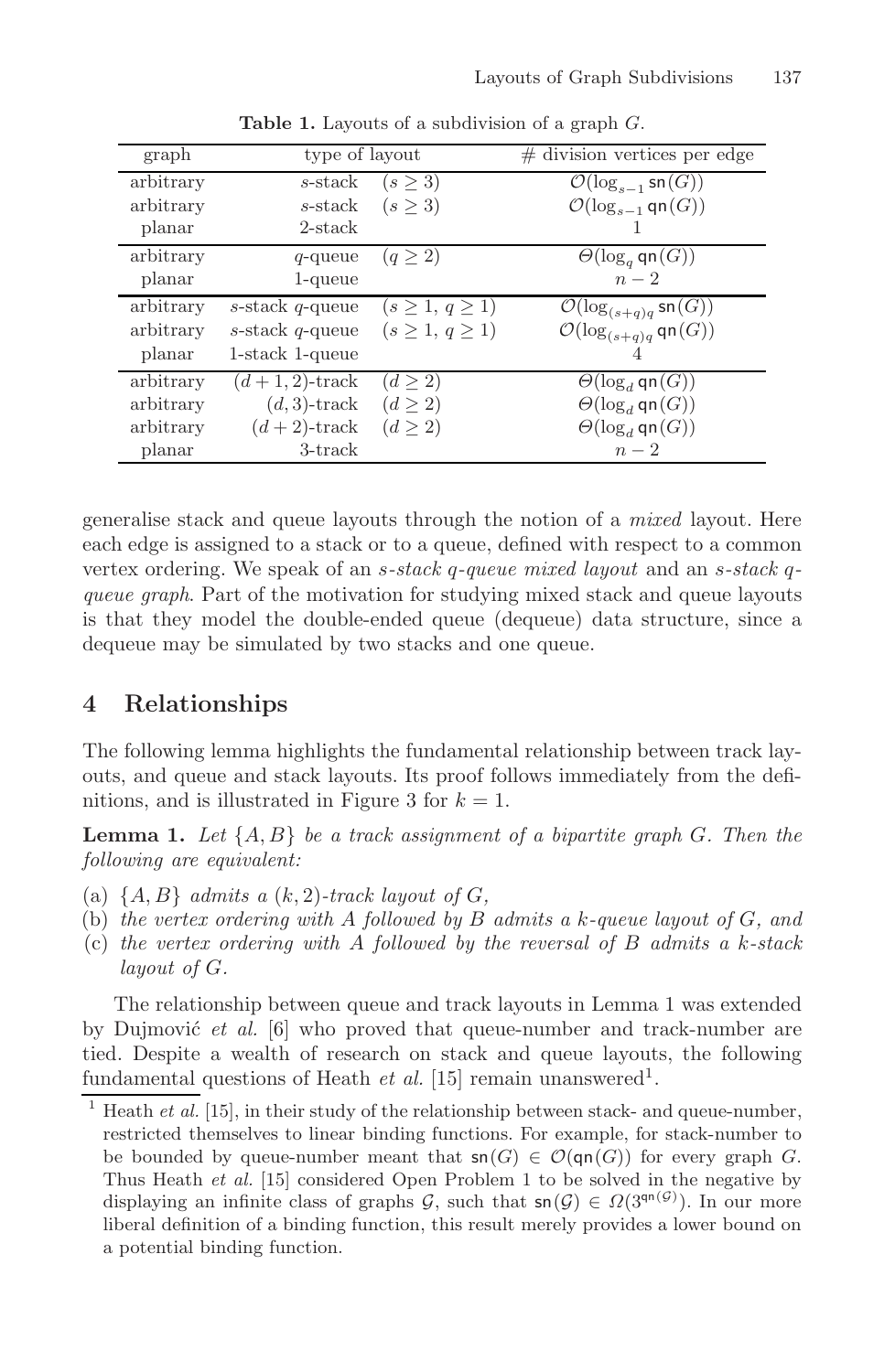**Table 1.** Layouts of a subdivision of a graph $G$.

| graph | type of layout | | # division vertices per edge |
|---|---|---|---|
| arbitrary | $s$-stack | $(s \geq 3)$ | $\mathcal{O}(\log_{s-1} \mathsf{sn}(G))$ |
| arbitrary | $s$-stack | $(s \geq 3)$ | $\mathcal{O}(\log_{s-1} \mathsf{qn}(G))$ |
| planar | 2-stack | | 1 |
| arbitrary | $q$-queue | $(q \geq 2)$ | $\Theta(\log_q \mathsf{qn}(G))$ |
| planar | 1-queue | | $n-2$ |
| arbitrary | $s$-stack $q$-queue | $(s \geq 1,\, q \geq 1)$ | $\mathcal{O}(\log_{(s+q)q} \mathsf{sn}(G))$ |
| arbitrary | $s$-stack $q$-queue | $(s \geq 1,\, q \geq 1)$ | $\mathcal{O}(\log_{(s+q)q} \mathsf{qn}(G))$ |
| planar | 1-stack 1-queue | | 4 |
| arbitrary | $(d+1,2)$-track | $(d \geq 2)$ | $\Theta(\log_d \mathsf{qn}(G))$ |
| arbitrary | $(d,3)$-track | $(d \geq 2)$ | $\Theta(\log_d \mathsf{qn}(G))$ |
| arbitrary | $(d+2)$-track | $(d \geq 2)$ | $\Theta(\log_d \mathsf{qn}(G))$ |
| planar | 3-track | | $n-2$ |

generalise stack and queue layouts through the notion of a *mixed* layout. Here each edge is assigned to a stack or to a queue, defined with respect to a common vertex ordering. We speak of an *s-stack q-queue mixed layout* and an *s-stack q-queue graph*. Part of the motivation for studying mixed stack and queue layouts is that they model the double-ended queue (dequeue) data structure, since a dequeue may be simulated by two stacks and one queue.

## 4 Relationships

The following lemma highlights the fundamental relationship between track layouts, and queue and stack layouts. Its proof follows immediately from the definitions, and is illustrated in Figure 3 for $k = 1$.

**Lemma 1.** *Let $\{A, B\}$ be a track assignment of a bipartite graph $G$. Then the following are equivalent:*

(a) *$\{A, B\}$ admits a $(k, 2)$-track layout of $G$,*
(b) *the vertex ordering with $A$ followed by $B$ admits a $k$-queue layout of $G$, and*
(c) *the vertex ordering with $A$ followed by the reversal of $B$ admits a $k$-stack layout of $G$.*

The relationship between queue and track layouts in Lemma 1 was extended by Dujmović *et al.* [6] who proved that queue-number and track-number are tied. Despite a wealth of research on stack and queue layouts, the following fundamental questions of Heath *et al.* [15] remain unanswered[1].

[1] Heath *et al.* [15], in their study of the relationship between stack- and queue-number, restricted themselves to linear binding functions. For example, for stack-number to be bounded by queue-number meant that $\mathsf{sn}(G) \in \mathcal{O}(\mathsf{qn}(G))$ for every graph $G$. Thus Heath *et al.* [15] considered Open Problem 1 to be solved in the negative by displaying an infinite class of graphs $\mathcal{G}$, such that $\mathsf{sn}(\mathcal{G}) \in \Omega(3^{\mathsf{qn}(\mathcal{G})})$. In our more liberal definition of a binding function, this result merely provides a lower bound on a potential binding function.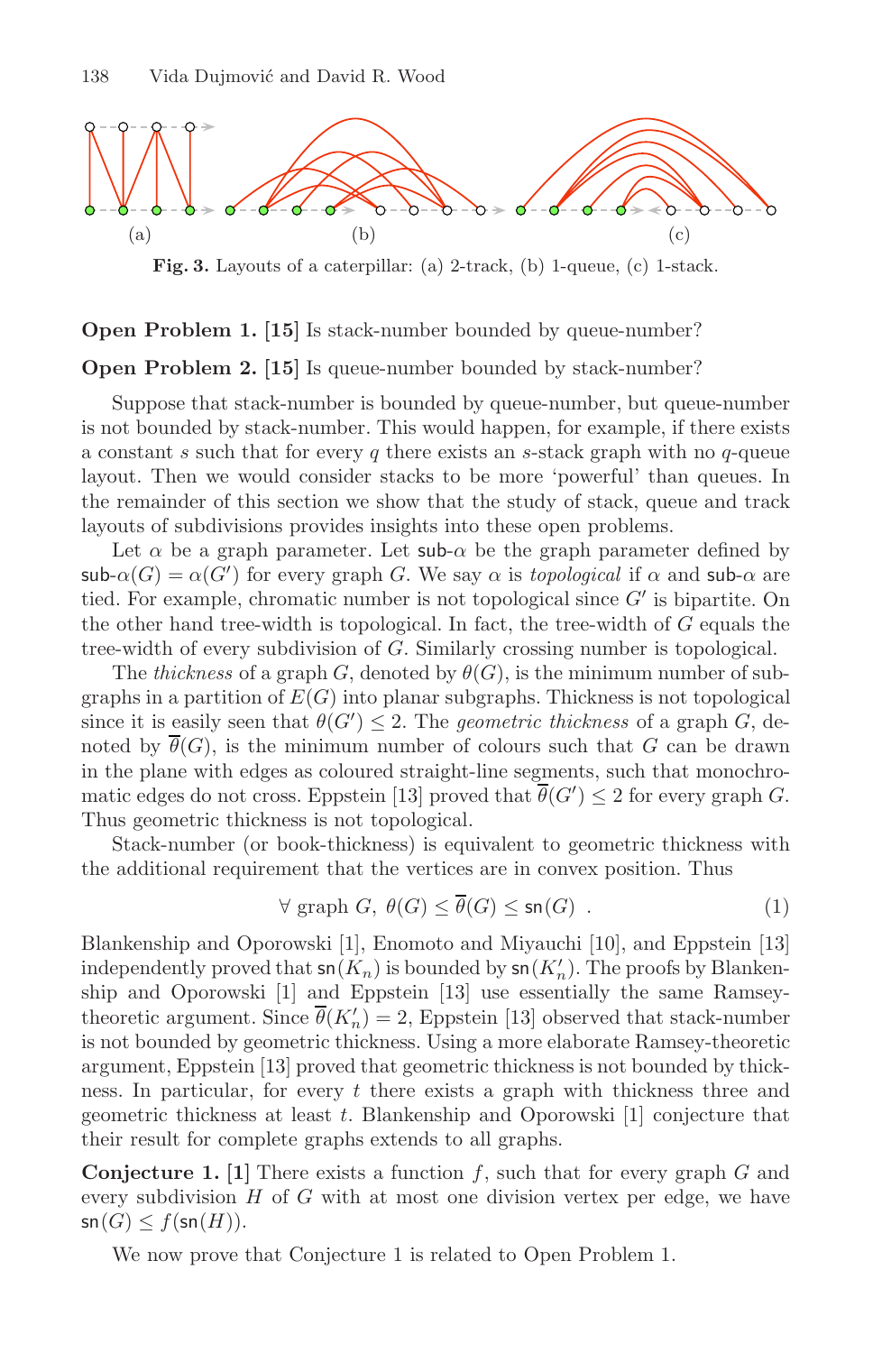Fig. 3. Layouts of a caterpillar: (a) 2-track, (b) 1-queue, (c) 1-stack.

**Open Problem 1.** **[15]** Is stack-number bounded by queue-number?

**Open Problem 2.** **[15]** Is queue-number bounded by stack-number?

Suppose that stack-number is bounded by queue-number, but queue-number is not bounded by stack-number. This would happen, for example, if there exists a constant $s$ such that for every $q$ there exists an $s$-stack graph with no $q$-queue layout. Then we would consider stacks to be more 'powerful' than queues. In the remainder of this section we show that the study of stack, queue and track layouts of subdivisions provides insights into these open problems.

Let $\alpha$ be a graph parameter. Let $\mathsf{sub}\text{-}\alpha$ be the graph parameter defined by $\mathsf{sub}\text{-}\alpha(G) = \alpha(G')$ for every graph $G$. We say $\alpha$ is *topological* if $\alpha$ and $\mathsf{sub}\text{-}\alpha$ are tied. For example, chromatic number is not topological since $G'$ is bipartite. On the other hand tree-width is topological. In fact, the tree-width of $G$ equals the tree-width of every subdivision of $G$. Similarly crossing number is topological.

The *thickness* of a graph $G$, denoted by $\theta(G)$, is the minimum number of subgraphs in a partition of $E(G)$ into planar subgraphs. Thickness is not topological since it is easily seen that $\theta(G') \leq 2$. The *geometric thickness* of a graph $G$, denoted by $\overline{\theta}(G)$, is the minimum number of colours such that $G$ can be drawn in the plane with edges as coloured straight-line segments, such that monochromatic edges do not cross. Eppstein [13] proved that $\overline{\theta}(G') \leq 2$ for every graph $G$. Thus geometric thickness is not topological.

Stack-number (or book-thickness) is equivalent to geometric thickness with the additional requirement that the vertices are in convex position. Thus

$$\forall \text{ graph } G,\ \theta(G) \leq \overline{\theta}(G) \leq \mathsf{sn}(G) \ . \tag{1}$$

Blankenship and Oporowski [1], Enomoto and Miyauchi [10], and Eppstein [13] independently proved that $\mathsf{sn}(K_n)$ is bounded by $\mathsf{sn}(K_n')$. The proofs by Blankenship and Oporowski [1] and Eppstein [13] use essentially the same Ramsey-theoretic argument. Since $\overline{\theta}(K_n') = 2$, Eppstein [13] observed that stack-number is not bounded by geometric thickness. Using a more elaborate Ramsey-theoretic argument, Eppstein [13] proved that geometric thickness is not bounded by thickness. In particular, for every $t$ there exists a graph with thickness three and geometric thickness at least $t$. Blankenship and Oporowski [1] conjecture that their result for complete graphs extends to all graphs.

**Conjecture 1.** **[1]** There exists a function $f$, such that for every graph $G$ and every subdivision $H$ of $G$ with at most one division vertex per edge, we have $\mathsf{sn}(G) \leq f(\mathsf{sn}(H))$.

We now prove that Conjecture 1 is related to Open Problem 1.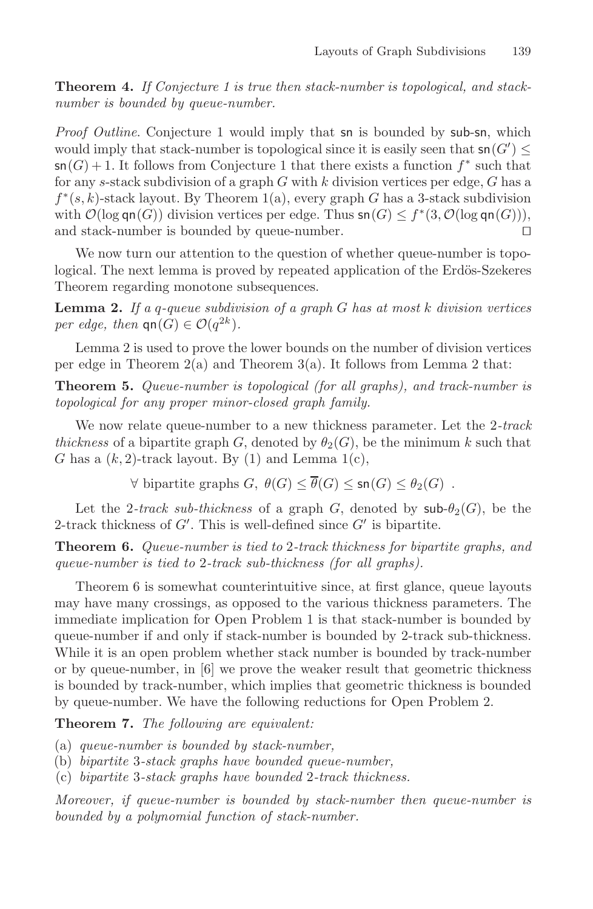**Theorem 4.** *If Conjecture 1 is true then stack-number is topological, and stack-number is bounded by queue-number.*

*Proof Outline.* Conjecture 1 would imply that $\mathsf{sn}$ is bounded by $\mathsf{sub}\text{-}\mathsf{sn}$, which would imply that stack-number is topological since it is easily seen that $\mathsf{sn}(G') \leq \mathsf{sn}(G) + 1$. It follows from Conjecture 1 that there exists a function $f^*$ such that for any $s$-stack subdivision of a graph $G$ with $k$ division vertices per edge, $G$ has a $f^*(s, k)$-stack layout. By Theorem 1(a), every graph $G$ has a 3-stack subdivision with $\mathcal{O}(\log \mathsf{qn}(G))$ division vertices per edge. Thus $\mathsf{sn}(G) \leq f^*(3, \mathcal{O}(\log \mathsf{qn}(G)))$, and stack-number is bounded by queue-number. □

We now turn our attention to the question of whether queue-number is topological. The next lemma is proved by repeated application of the Erdös-Szekeres Theorem regarding monotone subsequences.

**Lemma 2.** *If a $q$-queue subdivision of a graph $G$ has at most $k$ division vertices per edge, then $\mathsf{qn}(G) \in \mathcal{O}(q^{2k})$.*

Lemma 2 is used to prove the lower bounds on the number of division vertices per edge in Theorem 2(a) and Theorem 3(a). It follows from Lemma 2 that:

**Theorem 5.** *Queue-number is topological (for all graphs), and track-number is topological for any proper minor-closed graph family.*

We now relate queue-number to a new thickness parameter. Let the 2-*track thickness* of a bipartite graph $G$, denoted by $\theta_2(G)$, be the minimum $k$ such that $G$ has a $(k, 2)$-track layout. By (1) and Lemma 1(c),

$$\forall \text{ bipartite graphs } G,\ \theta(G) \leq \overline{\theta}(G) \leq \mathsf{sn}(G) \leq \theta_2(G)\ .$$

Let the 2-*track sub-thickness* of a graph $G$, denoted by $\mathsf{sub}\text{-}\theta_2(G)$, be the 2-track thickness of $G'$. This is well-defined since $G'$ is bipartite.

**Theorem 6.** *Queue-number is tied to* 2*-track thickness for bipartite graphs, and queue-number is tied to* 2*-track sub-thickness (for all graphs).*

Theorem 6 is somewhat counterintuitive since, at first glance, queue layouts may have many crossings, as opposed to the various thickness parameters. The immediate implication for Open Problem 1 is that stack-number is bounded by queue-number if and only if stack-number is bounded by 2-track sub-thickness. While it is an open problem whether stack number is bounded by track-number or by queue-number, in [6] we prove the weaker result that geometric thickness is bounded by track-number, which implies that geometric thickness is bounded by queue-number. We have the following reductions for Open Problem 2.

**Theorem 7.** *The following are equivalent:*

(a) *queue-number is bounded by stack-number,*
(b) *bipartite* 3*-stack graphs have bounded queue-number,*
(c) *bipartite* 3*-stack graphs have bounded* 2*-track thickness.*

*Moreover, if queue-number is bounded by stack-number then queue-number is bounded by a polynomial function of stack-number.*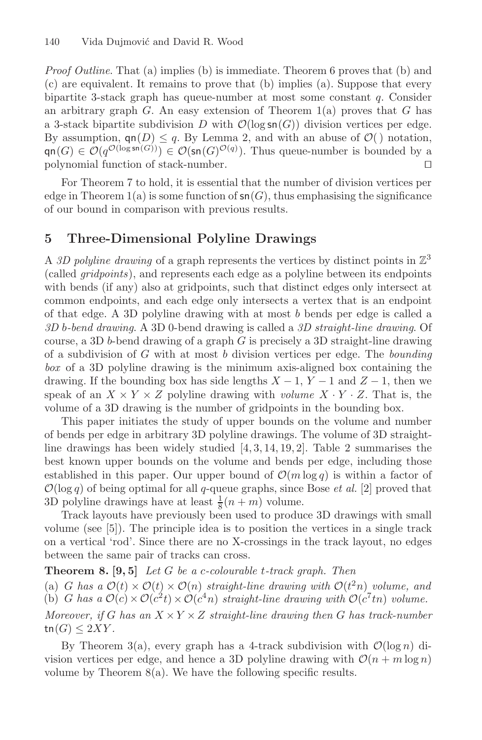*Proof Outline.* That (a) implies (b) is immediate. Theorem 6 proves that (b) and (c) are equivalent. It remains to prove that (b) implies (a). Suppose that every bipartite 3-stack graph has queue-number at most some constant $q$. Consider an arbitrary graph $G$. An easy extension of Theorem 1(a) proves that $G$ has a 3-stack bipartite subdivision $D$ with $\mathcal{O}(\log \mathsf{sn}(G))$ division vertices per edge. By assumption, $\mathsf{qn}(D) \leq q$. By Lemma 2, and with an abuse of $\mathcal{O}(\,)$ notation, $\mathsf{qn}(G) \in \mathcal{O}(q^{\mathcal{O}(\log \mathsf{sn}(G))}) \in \mathcal{O}(\mathsf{sn}(G)^{\mathcal{O}(q)})$. Thus queue-number is bounded by a polynomial function of stack-number. ◻

For Theorem 7 to hold, it is essential that the number of division vertices per edge in Theorem 1(a) is some function of $\mathsf{sn}(G)$, thus emphasising the significance of our bound in comparison with previous results.

## 5 Three-Dimensional Polyline Drawings

A *3D polyline drawing* of a graph represents the vertices by distinct points in $\mathbb{Z}^3$ (called *gridpoints*), and represents each edge as a polyline between its endpoints with bends (if any) also at gridpoints, such that distinct edges only intersect at common endpoints, and each edge only intersects a vertex that is an endpoint of that edge. A 3D polyline drawing with at most $b$ bends per edge is called a *3D $b$-bend drawing*. A 3D 0-bend drawing is called a *3D straight-line drawing*. Of course, a 3D $b$-bend drawing of a graph $G$ is precisely a 3D straight-line drawing of a subdivision of $G$ with at most $b$ division vertices per edge. The *bounding box* of a 3D polyline drawing is the minimum axis-aligned box containing the drawing. If the bounding box has side lengths $X-1$, $Y-1$ and $Z-1$, then we speak of an $X \times Y \times Z$ polyline drawing with *volume* $X \cdot Y \cdot Z$. That is, the volume of a 3D drawing is the number of gridpoints in the bounding box.

This paper initiates the study of upper bounds on the volume and number of bends per edge in arbitrary 3D polyline drawings. The volume of 3D straight-line drawings has been widely studied [4, 3, 14, 19, 2]. Table 2 summarises the best known upper bounds on the volume and bends per edge, including those established in this paper. Our upper bound of $\mathcal{O}(m \log q)$ is within a factor of $\mathcal{O}(\log q)$ of being optimal for all $q$-queue graphs, since Bose *et al.* [2] proved that 3D polyline drawings have at least $\frac{1}{8}(n+m)$ volume.

Track layouts have previously been used to produce 3D drawings with small volume (see [5]). The principle idea is to position the vertices in a single track on a vertical 'rod'. Since there are no X-crossings in the track layout, no edges between the same pair of tracks can cross.

**Theorem 8. [9, 5]** *Let $G$ be a $c$-colourable $t$-track graph. Then*
*(a) $G$ has a $\mathcal{O}(t) \times \mathcal{O}(t) \times \mathcal{O}(n)$ straight-line drawing with $\mathcal{O}(t^2 n)$ volume, and*
*(b) $G$ has a $\mathcal{O}(c) \times \mathcal{O}(c^2 t) \times \mathcal{O}(c^4 n)$ straight-line drawing with $\mathcal{O}(c^7 t n)$ volume.*
*Moreover, if $G$ has an $X \times Y \times Z$ straight-line drawing then $G$ has track-number $\mathsf{tn}(G) \leq 2XY$.*

By Theorem 3(a), every graph has a 4-track subdivision with $\mathcal{O}(\log n)$ division vertices per edge, and hence a 3D polyline drawing with $\mathcal{O}(n + m \log n)$ volume by Theorem 8(a). We have the following specific results.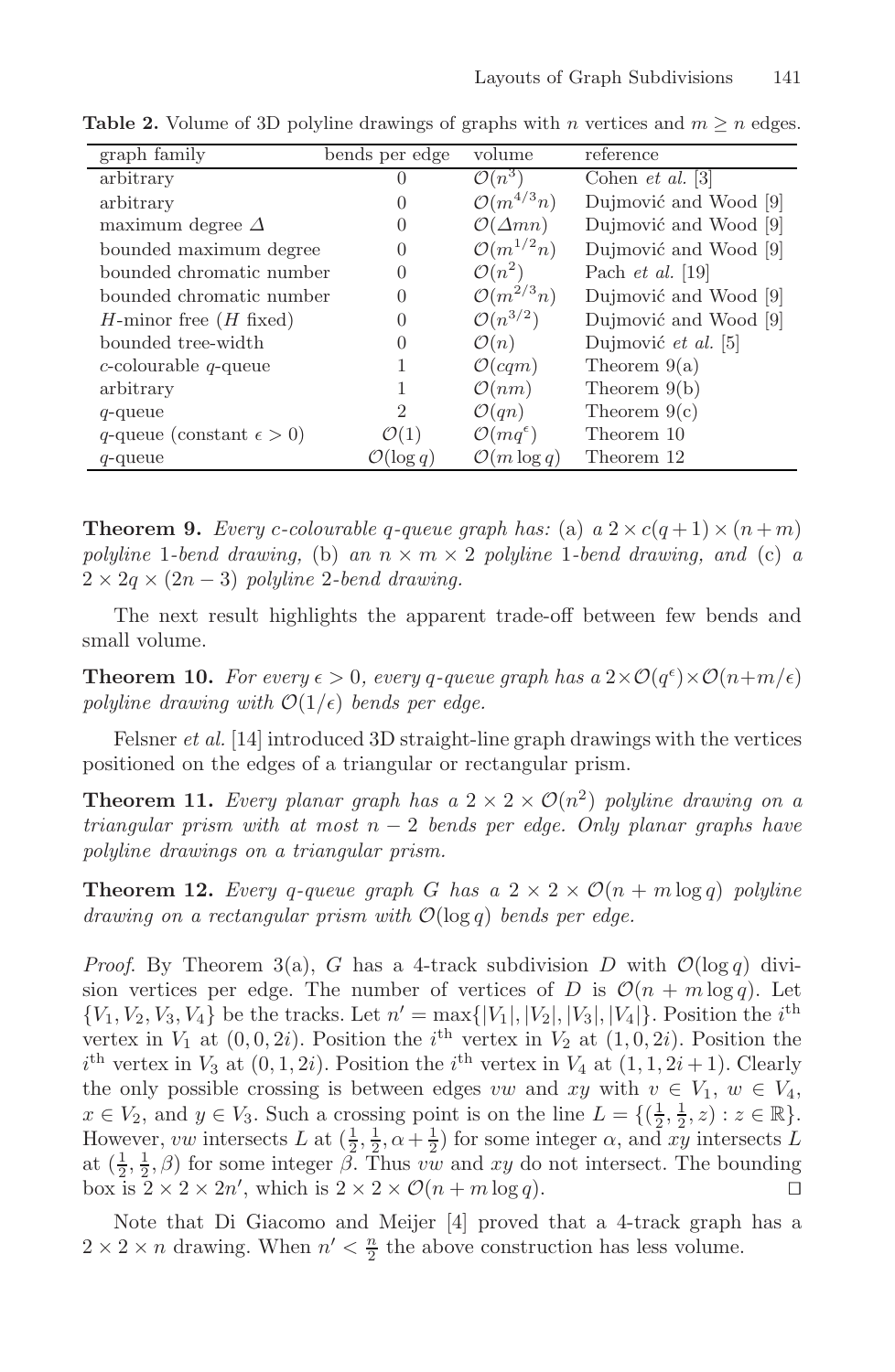**Table 2.** Volume of 3D polyline drawings of graphs with $n$ vertices and $m \geq n$ edges.

| graph family | bends per edge | volume | reference |
|---|---|---|---|
| arbitrary | 0 | $\mathcal{O}(n^3)$ | Cohen *et al.* [3] |
| arbitrary | 0 | $\mathcal{O}(m^{4/3}n)$ | Dujmović and Wood [9] |
| maximum degree $\Delta$ | 0 | $\mathcal{O}(\Delta mn)$ | Dujmović and Wood [9] |
| bounded maximum degree | 0 | $\mathcal{O}(m^{1/2}n)$ | Dujmović and Wood [9] |
| bounded chromatic number | 0 | $\mathcal{O}(n^2)$ | Pach *et al.* [19] |
| bounded chromatic number | 0 | $\mathcal{O}(m^{2/3}n)$ | Dujmović and Wood [9] |
| $H$-minor free ($H$ fixed) | 0 | $\mathcal{O}(n^{3/2})$ | Dujmović and Wood [9] |
| bounded tree-width | 0 | $\mathcal{O}(n)$ | Dujmović *et al.* [5] |
| $c$-colourable $q$-queue | 1 | $\mathcal{O}(cqm)$ | Theorem 9(a) |
| arbitrary | 1 | $\mathcal{O}(nm)$ | Theorem 9(b) |
| $q$-queue | 2 | $\mathcal{O}(qn)$ | Theorem 9(c) |
| $q$-queue (constant $\epsilon > 0$) | $\mathcal{O}(1)$ | $\mathcal{O}(mq^{\epsilon})$ | Theorem 10 |
| $q$-queue | $\mathcal{O}(\log q)$ | $\mathcal{O}(m \log q)$ | Theorem 12 |

**Theorem 9.** *Every $c$-colourable $q$-queue graph has:* (a) *a $2 \times c(q+1) \times (n+m)$ polyline 1-bend drawing,* (b) *an $n \times m \times 2$ polyline 1-bend drawing, and* (c) *a $2 \times 2q \times (2n-3)$ polyline 2-bend drawing.*

The next result highlights the apparent trade-off between few bends and small volume.

**Theorem 10.** *For every $\epsilon > 0$, every $q$-queue graph has a $2 \times \mathcal{O}(q^{\epsilon}) \times \mathcal{O}(n+m/\epsilon)$ polyline drawing with $\mathcal{O}(1/\epsilon)$ bends per edge.*

Felsner *et al.* [14] introduced 3D straight-line graph drawings with the vertices positioned on the edges of a triangular or rectangular prism.

**Theorem 11.** *Every planar graph has a $2 \times 2 \times \mathcal{O}(n^2)$ polyline drawing on a triangular prism with at most $n-2$ bends per edge. Only planar graphs have polyline drawings on a triangular prism.*

**Theorem 12.** *Every $q$-queue graph $G$ has a $2 \times 2 \times \mathcal{O}(n + m \log q)$ polyline drawing on a rectangular prism with $\mathcal{O}(\log q)$ bends per edge.*

*Proof.* By Theorem 3(a), $G$ has a 4-track subdivision $D$ with $\mathcal{O}(\log q)$ division vertices per edge. The number of vertices of $D$ is $\mathcal{O}(n + m \log q)$. Let $\{V_1, V_2, V_3, V_4\}$ be the tracks. Let $n' = \max\{|V_1|, |V_2|, |V_3|, |V_4|\}$. Position the $i^{\text{th}}$ vertex in $V_1$ at $(0, 0, 2i)$. Position the $i^{\text{th}}$ vertex in $V_2$ at $(1, 0, 2i)$. Position the $i^{\text{th}}$ vertex in $V_3$ at $(0, 1, 2i)$. Position the $i^{\text{th}}$ vertex in $V_4$ at $(1, 1, 2i+1)$. Clearly the only possible crossing is between edges $vw$ and $xy$ with $v \in V_1$, $w \in V_4$, $x \in V_2$, and $y \in V_3$. Such a crossing point is on the line $L = \{(\frac{1}{2}, \frac{1}{2}, z) : z \in \mathbb{R}\}$. However, $vw$ intersects $L$ at $(\frac{1}{2}, \frac{1}{2}, \alpha + \frac{1}{2})$ for some integer $\alpha$, and $xy$ intersects $L$ at $(\frac{1}{2}, \frac{1}{2}, \beta)$ for some integer $\beta$. Thus $vw$ and $xy$ do not intersect. The bounding box is $2 \times 2 \times 2n'$, which is $2 \times 2 \times \mathcal{O}(n + m \log q)$. □

Note that Di Giacomo and Meijer [4] proved that a 4-track graph has a $2 \times 2 \times n$ drawing. When $n' < \frac{n}{2}$ the above construction has less volume.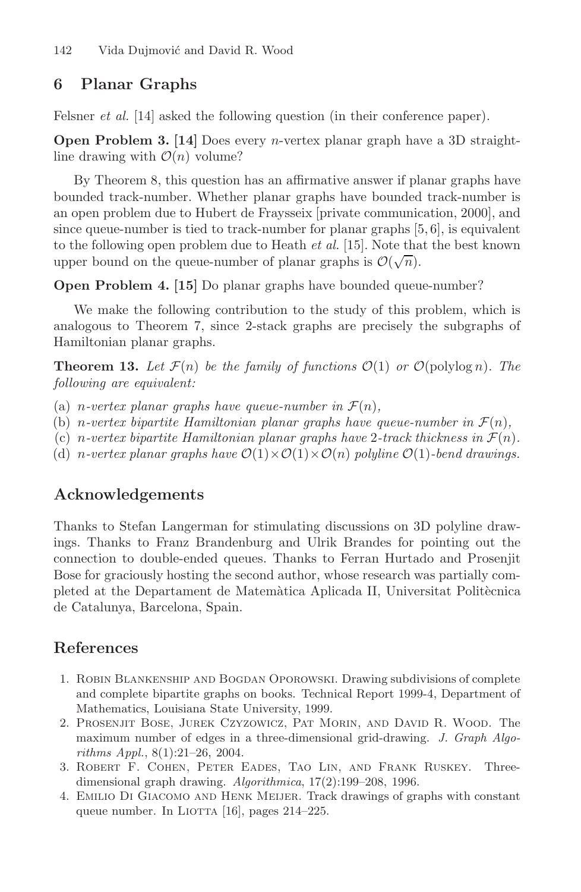## 6 Planar Graphs

Felsner *et al.* [14] asked the following question (in their conference paper).

**Open Problem 3. [14]** Does every $n$-vertex planar graph have a 3D straight-line drawing with $\mathcal{O}(n)$ volume?

By Theorem 8, this question has an affirmative answer if planar graphs have bounded track-number. Whether planar graphs have bounded track-number is an open problem due to Hubert de Fraysseix [private communication, 2000], and since queue-number is tied to track-number for planar graphs [5, 6], is equivalent to the following open problem due to Heath *et al.* [15]. Note that the best known upper bound on the queue-number of planar graphs is $\mathcal{O}(\sqrt{n})$.

**Open Problem 4. [15]** Do planar graphs have bounded queue-number?

We make the following contribution to the study of this problem, which is analogous to Theorem 7, since 2-stack graphs are precisely the subgraphs of Hamiltonian planar graphs.

**Theorem 13.** *Let $\mathcal{F}(n)$ be the family of functions $\mathcal{O}(1)$ or $\mathcal{O}(\text{polylog}\, n)$. The following are equivalent:*

(a) *$n$-vertex planar graphs have queue-number in $\mathcal{F}(n)$,*
(b) *$n$-vertex bipartite Hamiltonian planar graphs have queue-number in $\mathcal{F}(n)$,*
(c) *$n$-vertex bipartite Hamiltonian planar graphs have 2-track thickness in $\mathcal{F}(n)$.*
(d) *$n$-vertex planar graphs have $\mathcal{O}(1)\times\mathcal{O}(1)\times\mathcal{O}(n)$ polyline $\mathcal{O}(1)$-bend drawings.*

## Acknowledgements

Thanks to Stefan Langerman for stimulating discussions on 3D polyline drawings. Thanks to Franz Brandenburg and Ulrik Brandes for pointing out the connection to double-ended queues. Thanks to Ferran Hurtado and Prosenjit Bose for graciously hosting the second author, whose research was partially completed at the Departament de Matemàtica Aplicada II, Universitat Politècnica de Catalunya, Barcelona, Spain.

## References

1. Robin Blankenship and Bogdan Oporowski. Drawing subdivisions of complete and complete bipartite graphs on books. Technical Report 1999-4, Department of Mathematics, Louisiana State University, 1999.
2. Prosenjit Bose, Jurek Czyzowicz, Pat Morin, and David R. Wood. The maximum number of edges in a three-dimensional grid-drawing. *J. Graph Algorithms Appl.*, 8(1):21–26, 2004.
3. Robert F. Cohen, Peter Eades, Tao Lin, and Frank Ruskey. Three-dimensional graph drawing. *Algorithmica*, 17(2):199–208, 1996.
4. Emilio Di Giacomo and Henk Meijer. Track drawings of graphs with constant queue number. In Liotta [16], pages 214–225.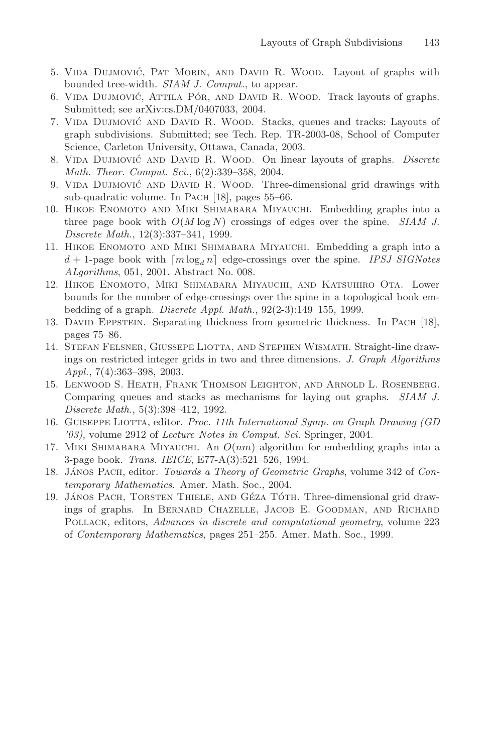5. Vida Dujmović, Pat Morin, and David R. Wood. Layout of graphs with bounded tree-width. *SIAM J. Comput.*, to appear.
6. Vida Dujmović, Attila Pór, and David R. Wood. Track layouts of graphs. Submitted; see arXiv:cs.DM/0407033, 2004.
7. Vida Dujmović and David R. Wood. Stacks, queues and tracks: Layouts of graph subdivisions. Submitted; see Tech. Rep. TR-2003-08, School of Computer Science, Carleton University, Ottawa, Canada, 2003.
8. Vida Dujmović and David R. Wood. On linear layouts of graphs. *Discrete Math. Theor. Comput. Sci.*, 6(2):339–358, 2004.
9. Vida Dujmović and David R. Wood. Three-dimensional grid drawings with sub-quadratic volume. In Pach [18], pages 55–66.
10. Hikoe Enomoto and Miki Shimabara Miyauchi. Embedding graphs into a three page book with $O(M \log N)$ crossings of edges over the spine. *SIAM J. Discrete Math.*, 12(3):337–341, 1999.
11. Hikoe Enomoto and Miki Shimabara Miyauchi. Embedding a graph into a $d+1$-page book with $\lceil m \log_d n \rceil$ edge-crossings over the spine. *IPSJ SIGNotes ALgorithms*, 051, 2001. Abstract No. 008.
12. Hikoe Enomoto, Miki Shimabara Miyauchi, and Katsuhiro Ota. Lower bounds for the number of edge-crossings over the spine in a topological book embedding of a graph. *Discrete Appl. Math.*, 92(2-3):149–155, 1999.
13. David Eppstein. Separating thickness from geometric thickness. In Pach [18], pages 75–86.
14. Stefan Felsner, Giuseppe Liotta, and Stephen Wismath. Straight-line drawings on restricted integer grids in two and three dimensions. *J. Graph Algorithms Appl.*, 7(4):363–398, 2003.
15. Lenwood S. Heath, Frank Thomson Leighton, and Arnold L. Rosenberg. Comparing queues and stacks as mechanisms for laying out graphs. *SIAM J. Discrete Math.*, 5(3):398–412, 1992.
16. Guiseppe Liotta, editor. *Proc. 11th International Symp. on Graph Drawing (GD '03)*, volume 2912 of *Lecture Notes in Comput. Sci.* Springer, 2004.
17. Miki Shimabara Miyauchi. An $O(nm)$ algorithm for embedding graphs into a 3-page book. *Trans. IEICE*, E77-A(3):521–526, 1994.
18. János Pach, editor. *Towards a Theory of Geometric Graphs*, volume 342 of *Contemporary Mathematics*. Amer. Math. Soc., 2004.
19. János Pach, Torsten Thiele, and Géza Tóth. Three-dimensional grid drawings of graphs. In Bernard Chazelle, Jacob E. Goodman, and Richard Pollack, editors, *Advances in discrete and computational geometry*, volume 223 of *Contemporary Mathematics*, pages 251–255. Amer. Math. Soc., 1999.